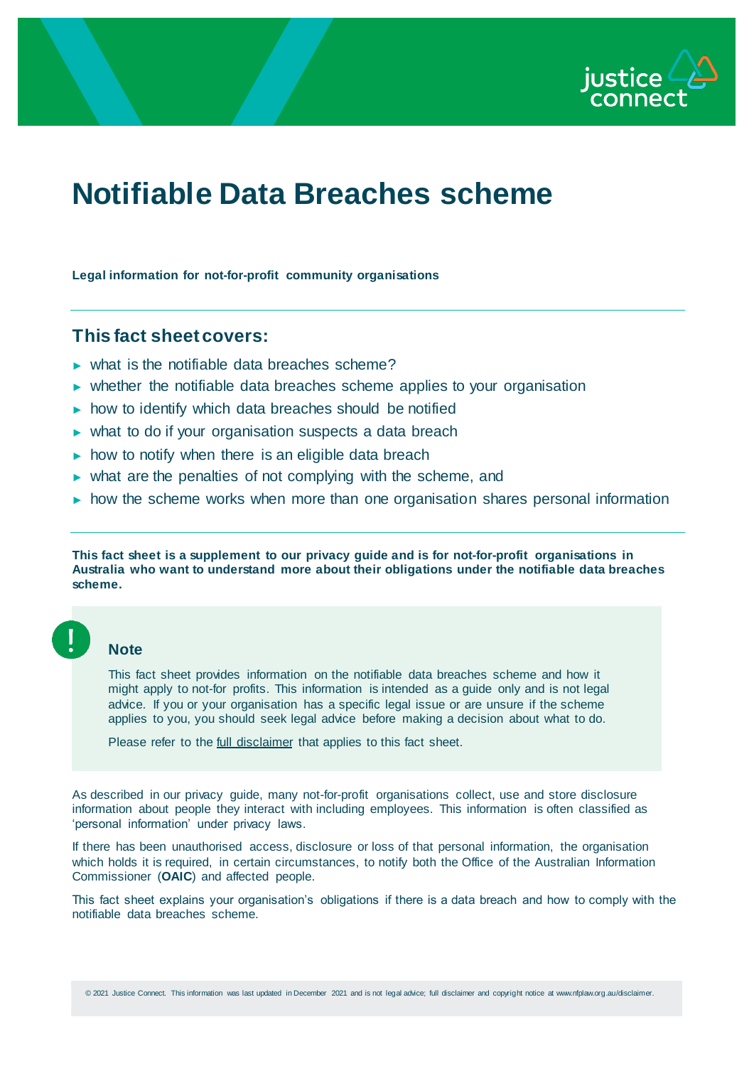# Notifiable Data Breaches scheme

**Legal information for not-for-profit community organisations**

---

## This fact sheet covers:

- ► what is the notifiable data breaches scheme?
- ► whether the notifiable data breaches scheme applies to your organisation
- ► how to identify which data breaches should be notified
- ► what to do if your organisation suspects a data breach
- ► how to notify when there is an eligible data breach
- ► what are the penalties of not complying with the scheme, and
- ► how the scheme works when more than one organisation shares personal information

---

**This fact sheet is a supplement to our privacy guide and is for not-for-profit organisations in Australia who want to understand more about their obligations under the notifiable data breaches scheme.**

> **Note**
>
> This fact sheet provides information on the notifiable data breaches scheme and how it might apply to not-for profits. This information is intended as a guide only and is not legal advice. If you or your organisation has a specific legal issue or are unsure if the scheme applies to you, you should seek legal advice before making a decision about what to do.
>
> Please refer to the full disclaimer that applies to this fact sheet.

As described in our privacy guide, many not-for-profit organisations collect, use and store disclosure information about people they interact with including employees. This information is often classified as 'personal information' under privacy laws.

If there has been unauthorised access, disclosure or loss of that personal information, the organisation which holds it is required, in certain circumstances, to notify both the Office of the Australian Information Commissioner (**OAIC**) and affected people.

This fact sheet explains your organisation's obligations if there is a data breach and how to comply with the notifiable data breaches scheme.

© 2021 Justice Connect. This information was last updated in December 2021 and is not legal advice; full disclaimer and copyright notice at www.nfplaw.org.au/disclaimer.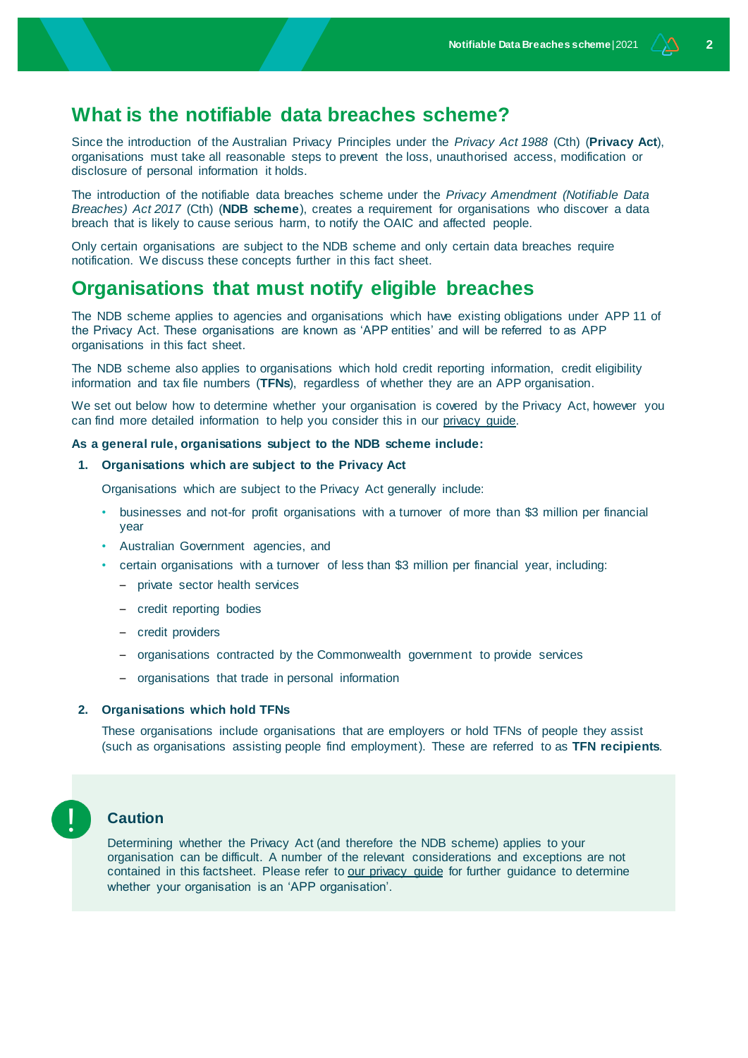## What is the notifiable data breaches scheme?

Since the introduction of the Australian Privacy Principles under the *Privacy Act 1988* (Cth) (**Privacy Act**), organisations must take all reasonable steps to prevent the loss, unauthorised access, modification or disclosure of personal information it holds.

The introduction of the notifiable data breaches scheme under the *Privacy Amendment (Notifiable Data Breaches) Act 2017* (Cth) (**NDB scheme**), creates a requirement for organisations who discover a data breach that is likely to cause serious harm, to notify the OAIC and affected people.

Only certain organisations are subject to the NDB scheme and only certain data breaches require notification. We discuss these concepts further in this fact sheet.

## Organisations that must notify eligible breaches

The NDB scheme applies to agencies and organisations which have existing obligations under APP 11 of the Privacy Act. These organisations are known as 'APP entities' and will be referred to as APP organisations in this fact sheet.

The NDB scheme also applies to organisations which hold credit reporting information, credit eligibility information and tax file numbers (**TFNs**), regardless of whether they are an APP organisation.

We set out below how to determine whether your organisation is covered by the Privacy Act, however you can find more detailed information to help you consider this in our privacy guide.

**As a general rule, organisations subject to the NDB scheme include:**

1. **Organisations which are subject to the Privacy Act**

   Organisations which are subject to the Privacy Act generally include:

   - businesses and not-for profit organisations with a turnover of more than $3 million per financial year
   - Australian Government agencies, and
   - certain organisations with a turnover of less than $3 million per financial year, including:
     - private sector health services
     - credit reporting bodies
     - credit providers
     - organisations contracted by the Commonwealth government to provide services
     - organisations that trade in personal information

2. **Organisations which hold TFNs**

   These organisations include organisations that are employers or hold TFNs of people they assist (such as organisations assisting people find employment). These are referred to as **TFN recipients**.

> **Caution**
>
> Determining whether the Privacy Act (and therefore the NDB scheme) applies to your organisation can be difficult. A number of the relevant considerations and exceptions are not contained in this factsheet. Please refer to our privacy guide for further guidance to determine whether your organisation is an 'APP organisation'.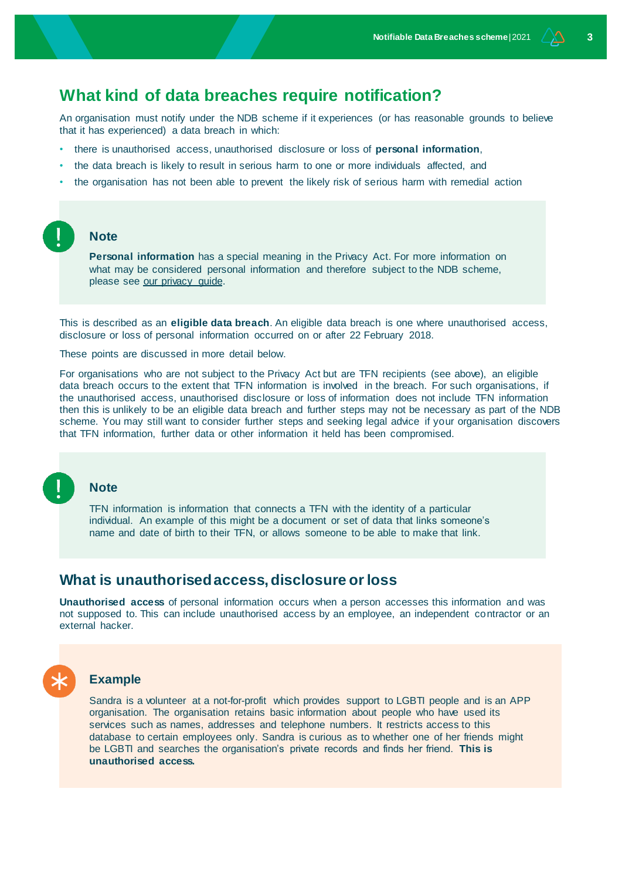## What kind of data breaches require notification?

An organisation must notify under the NDB scheme if it experiences (or has reasonable grounds to believe that it has experienced) a data breach in which:

- there is unauthorised access, unauthorised disclosure or loss of **personal information**,
- the data breach is likely to result in serious harm to one or more individuals affected, and
- the organisation has not been able to prevent the likely risk of serious harm with remedial action

> **Note**
>
> **Personal information** has a special meaning in the Privacy Act. For more information on what may be considered personal information and therefore subject to the NDB scheme, please see our privacy guide.

This is described as an **eligible data breach**. An eligible data breach is one where unauthorised access, disclosure or loss of personal information occurred on or after 22 February 2018.

These points are discussed in more detail below.

For organisations who are not subject to the Privacy Act but are TFN recipients (see above), an eligible data breach occurs to the extent that TFN information is involved in the breach. For such organisations, if the unauthorised access, unauthorised disclosure or loss of information does not include TFN information then this is unlikely to be an eligible data breach and further steps may not be necessary as part of the NDB scheme. You may still want to consider further steps and seeking legal advice if your organisation discovers that TFN information, further data or other information it held has been compromised.

> **Note**
>
> TFN information is information that connects a TFN with the identity of a particular individual. An example of this might be a document or set of data that links someone's name and date of birth to their TFN, or allows someone to be able to make that link.

### What is unauthorised access, disclosure or loss

**Unauthorised access** of personal information occurs when a person accesses this information and was not supposed to. This can include unauthorised access by an employee, an independent contractor or an external hacker.

> **Example**
>
> Sandra is a volunteer at a not-for-profit which provides support to LGBTI people and is an APP organisation. The organisation retains basic information about people who have used its services such as names, addresses and telephone numbers. It restricts access to this database to certain employees only. Sandra is curious as to whether one of her friends might be LGBTI and searches the organisation's private records and finds her friend. **This is unauthorised access.**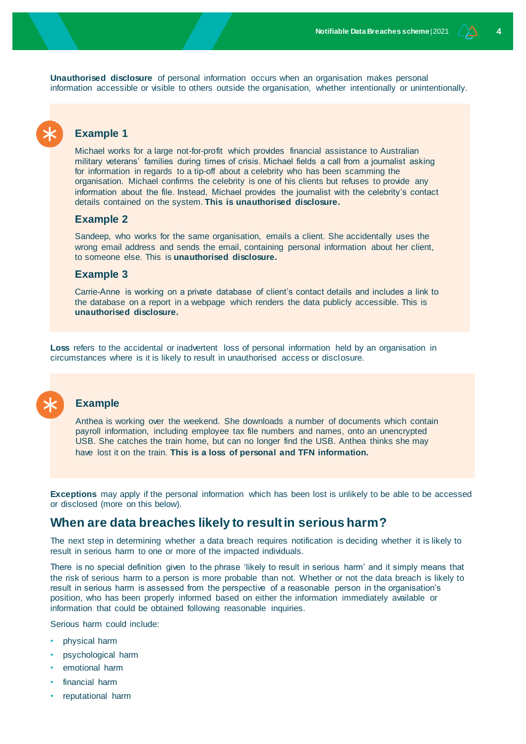**Unauthorised disclosure** of personal information occurs when an organisation makes personal information accessible or visible to others outside the organisation, whether intentionally or unintentionally.

### Example 1

Michael works for a large not-for-profit which provides financial assistance to Australian military veterans' families during times of crisis. Michael fields a call from a journalist asking for information in regards to a tip-off about a celebrity who has been scamming the organisation. Michael confirms the celebrity is one of his clients but refuses to provide any information about the file. Instead, Michael provides the journalist with the celebrity's contact details contained on the system. **This is unauthorised disclosure.**

### Example 2

Sandeep, who works for the same organisation, emails a client. She accidentally uses the wrong email address and sends the email, containing personal information about her client, to someone else. This is **unauthorised disclosure.**

### Example 3

Carrie-Anne is working on a private database of client's contact details and includes a link to the database on a report in a webpage which renders the data publicly accessible. This is **unauthorised disclosure.**

**Loss** refers to the accidental or inadvertent loss of personal information held by an organisation in circumstances where is it is likely to result in unauthorised access or disclosure.

### Example

Anthea is working over the weekend. She downloads a number of documents which contain payroll information, including employee tax file numbers and names, onto an unencrypted USB. She catches the train home, but can no longer find the USB. Anthea thinks she may have lost it on the train. **This is a loss of personal and TFN information.**

**Exceptions** may apply if the personal information which has been lost is unlikely to be able to be accessed or disclosed (more on this below).

## When are data breaches likely to result in serious harm?

The next step in determining whether a data breach requires notification is deciding whether it is likely to result in serious harm to one or more of the impacted individuals.

There is no special definition given to the phrase 'likely to result in serious harm' and it simply means that the risk of serious harm to a person is more probable than not. Whether or not the data breach is likely to result in serious harm is assessed from the perspective of a reasonable person in the organisation's position, who has been properly informed based on either the information immediately available or information that could be obtained following reasonable inquiries.

Serious harm could include:

- physical harm
- psychological harm
- emotional harm
- financial harm
- reputational harm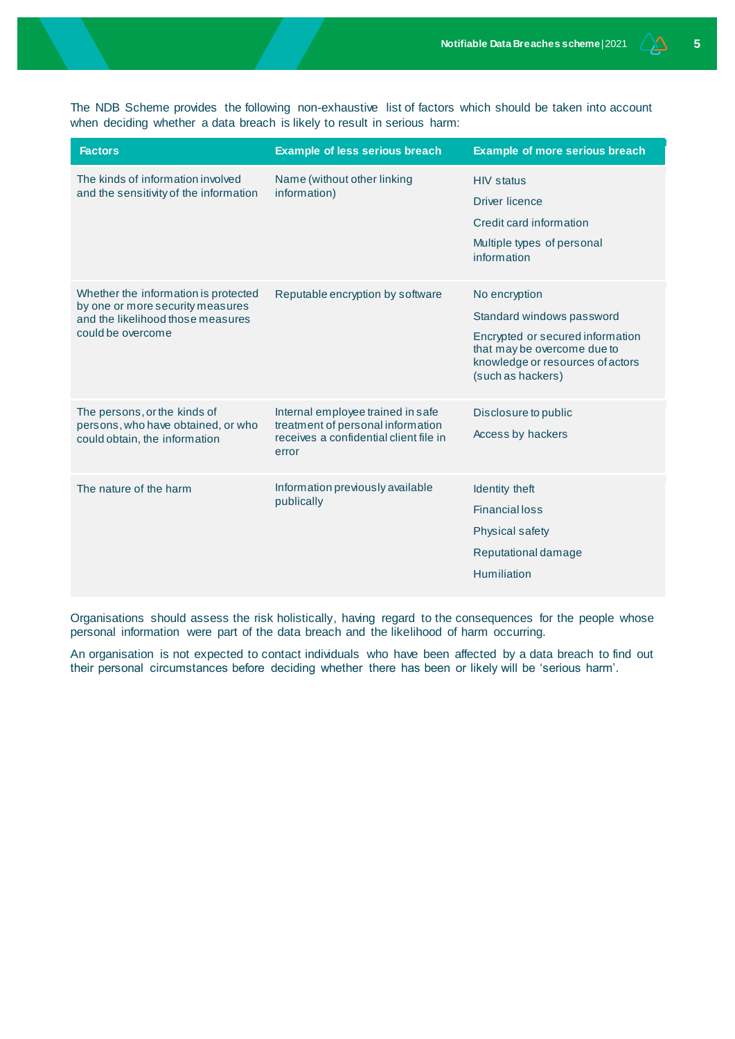The NDB Scheme provides the following non-exhaustive list of factors which should be taken into account when deciding whether a data breach is likely to result in serious harm:

| Factors | Example of less serious breach | Example of more serious breach |
| --- | --- | --- |
| The kinds of information involved and the sensitivity of the information | Name (without other linking information) | HIV status<br>Driver licence<br>Credit card information<br>Multiple types of personal information |
| Whether the information is protected by one or more security measures and the likelihood those measures could be overcome | Reputable encryption by software | No encryption<br>Standard windows password<br>Encrypted or secured information that may be overcome due to knowledge or resources of actors (such as hackers) |
| The persons, or the kinds of persons, who have obtained, or who could obtain, the information | Internal employee trained in safe treatment of personal information receives a confidential client file in error | Disclosure to public<br>Access by hackers |
| The nature of the harm | Information previously available publically | Identity theft<br>Financial loss<br>Physical safety<br>Reputational damage<br>Humiliation |

Organisations should assess the risk holistically, having regard to the consequences for the people whose personal information were part of the data breach and the likelihood of harm occurring.

An organisation is not expected to contact individuals who have been affected by a data breach to find out their personal circumstances before deciding whether there has been or likely will be 'serious harm'.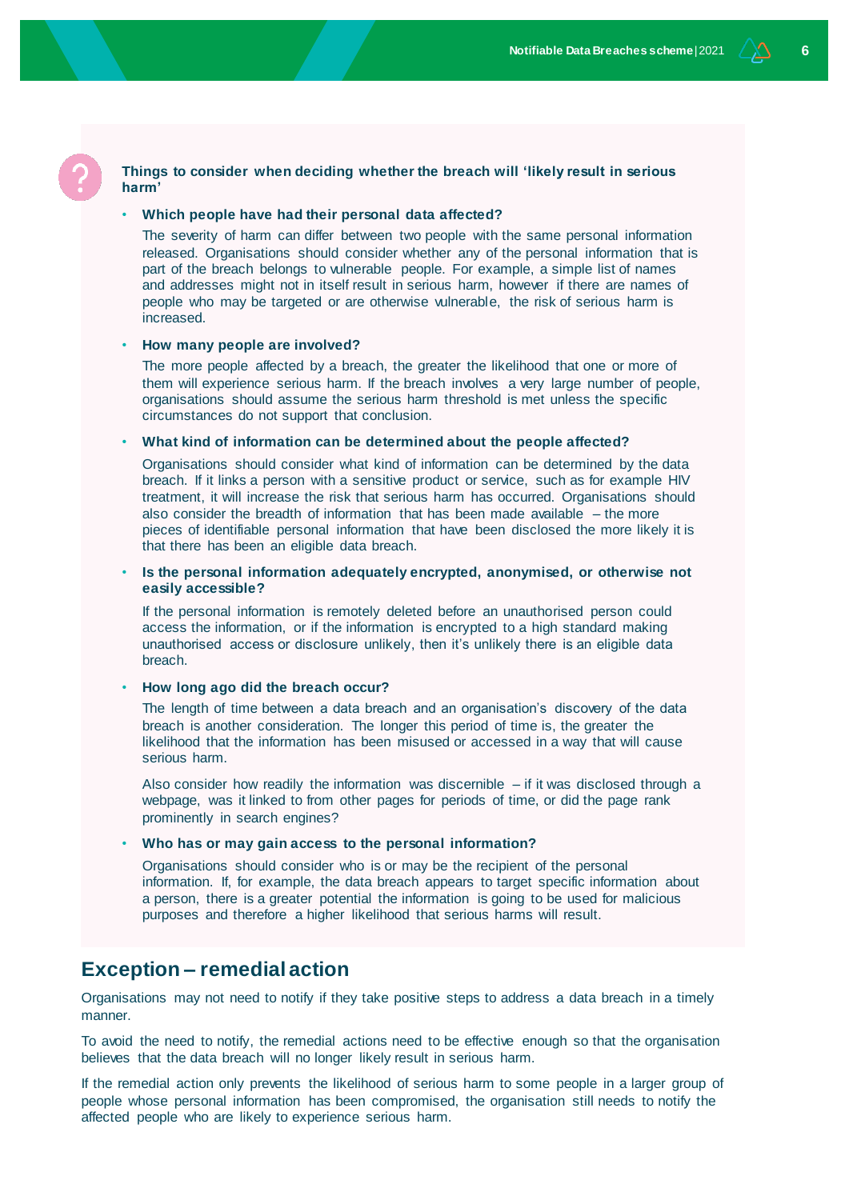**Things to consider when deciding whether the breach will 'likely result in serious harm'**

- **Which people have had their personal data affected?**

  The severity of harm can differ between two people with the same personal information released. Organisations should consider whether any of the personal information that is part of the breach belongs to vulnerable people. For example, a simple list of names and addresses might not in itself result in serious harm, however if there are names of people who may be targeted or are otherwise vulnerable, the risk of serious harm is increased.

- **How many people are involved?**

  The more people affected by a breach, the greater the likelihood that one or more of them will experience serious harm. If the breach involves a very large number of people, organisations should assume the serious harm threshold is met unless the specific circumstances do not support that conclusion.

- **What kind of information can be determined about the people affected?**

  Organisations should consider what kind of information can be determined by the data breach. If it links a person with a sensitive product or service, such as for example HIV treatment, it will increase the risk that serious harm has occurred. Organisations should also consider the breadth of information that has been made available – the more pieces of identifiable personal information that have been disclosed the more likely it is that there has been an eligible data breach.

- **Is the personal information adequately encrypted, anonymised, or otherwise not easily accessible?**

  If the personal information is remotely deleted before an unauthorised person could access the information, or if the information is encrypted to a high standard making unauthorised access or disclosure unlikely, then it's unlikely there is an eligible data breach.

- **How long ago did the breach occur?**

  The length of time between a data breach and an organisation's discovery of the data breach is another consideration. The longer this period of time is, the greater the likelihood that the information has been misused or accessed in a way that will cause serious harm.

  Also consider how readily the information was discernible – if it was disclosed through a webpage, was it linked to from other pages for periods of time, or did the page rank prominently in search engines?

- **Who has or may gain access to the personal information?**

  Organisations should consider who is or may be the recipient of the personal information. If, for example, the data breach appears to target specific information about a person, there is a greater potential the information is going to be used for malicious purposes and therefore a higher likelihood that serious harms will result.

## Exception – remedial action

Organisations may not need to notify if they take positive steps to address a data breach in a timely manner.

To avoid the need to notify, the remedial actions need to be effective enough so that the organisation believes that the data breach will no longer likely result in serious harm.

If the remedial action only prevents the likelihood of serious harm to some people in a larger group of people whose personal information has been compromised, the organisation still needs to notify the affected people who are likely to experience serious harm.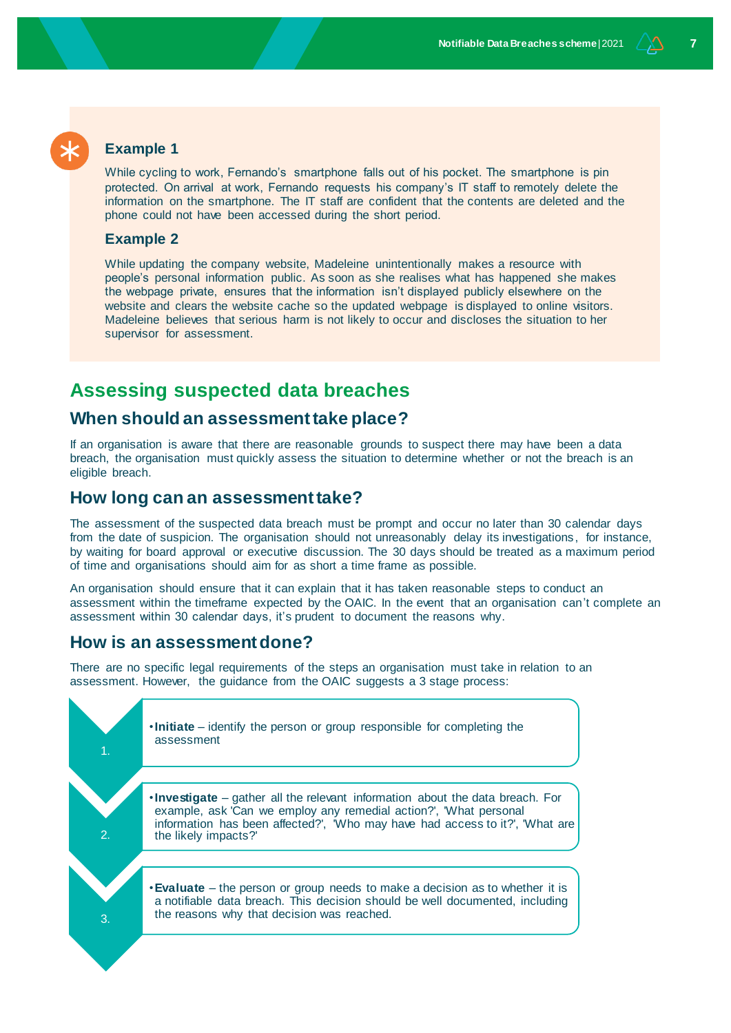### Example 1

While cycling to work, Fernando's smartphone falls out of his pocket. The smartphone is pin protected. On arrival at work, Fernando requests his company's IT staff to remotely delete the information on the smartphone. The IT staff are confident that the contents are deleted and the phone could not have been accessed during the short period.

### Example 2

While updating the company website, Madeleine unintentionally makes a resource with people's personal information public. As soon as she realises what has happened she makes the webpage private, ensures that the information isn't displayed publicly elsewhere on the website and clears the website cache so the updated webpage is displayed to online visitors. Madeleine believes that serious harm is not likely to occur and discloses the situation to her supervisor for assessment.

## Assessing suspected data breaches

### When should an assessment take place?

If an organisation is aware that there are reasonable grounds to suspect there may have been a data breach, the organisation must quickly assess the situation to determine whether or not the breach is an eligible breach.

### How long can an assessment take?

The assessment of the suspected data breach must be prompt and occur no later than 30 calendar days from the date of suspicion. The organisation should not unreasonably delay its investigations, for instance, by waiting for board approval or executive discussion. The 30 days should be treated as a maximum period of time and organisations should aim for as short a time frame as possible.

An organisation should ensure that it can explain that it has taken reasonable steps to conduct an assessment within the timeframe expected by the OAIC. In the event that an organisation can't complete an assessment within 30 calendar days, it's prudent to document the reasons why.

### How is an assessment done?

There are no specific legal requirements of the steps an organisation must take in relation to an assessment. However, the guidance from the OAIC suggests a 3 stage process:

1. **Initiate** – identify the person or group responsible for completing the assessment
2. **Investigate** – gather all the relevant information about the data breach. For example, ask 'Can we employ any remedial action?', 'What personal information has been affected?', 'Who may have had access to it?', 'What are the likely impacts?'
3. **Evaluate** – the person or group needs to make a decision as to whether it is a notifiable data breach. This decision should be well documented, including the reasons why that decision was reached.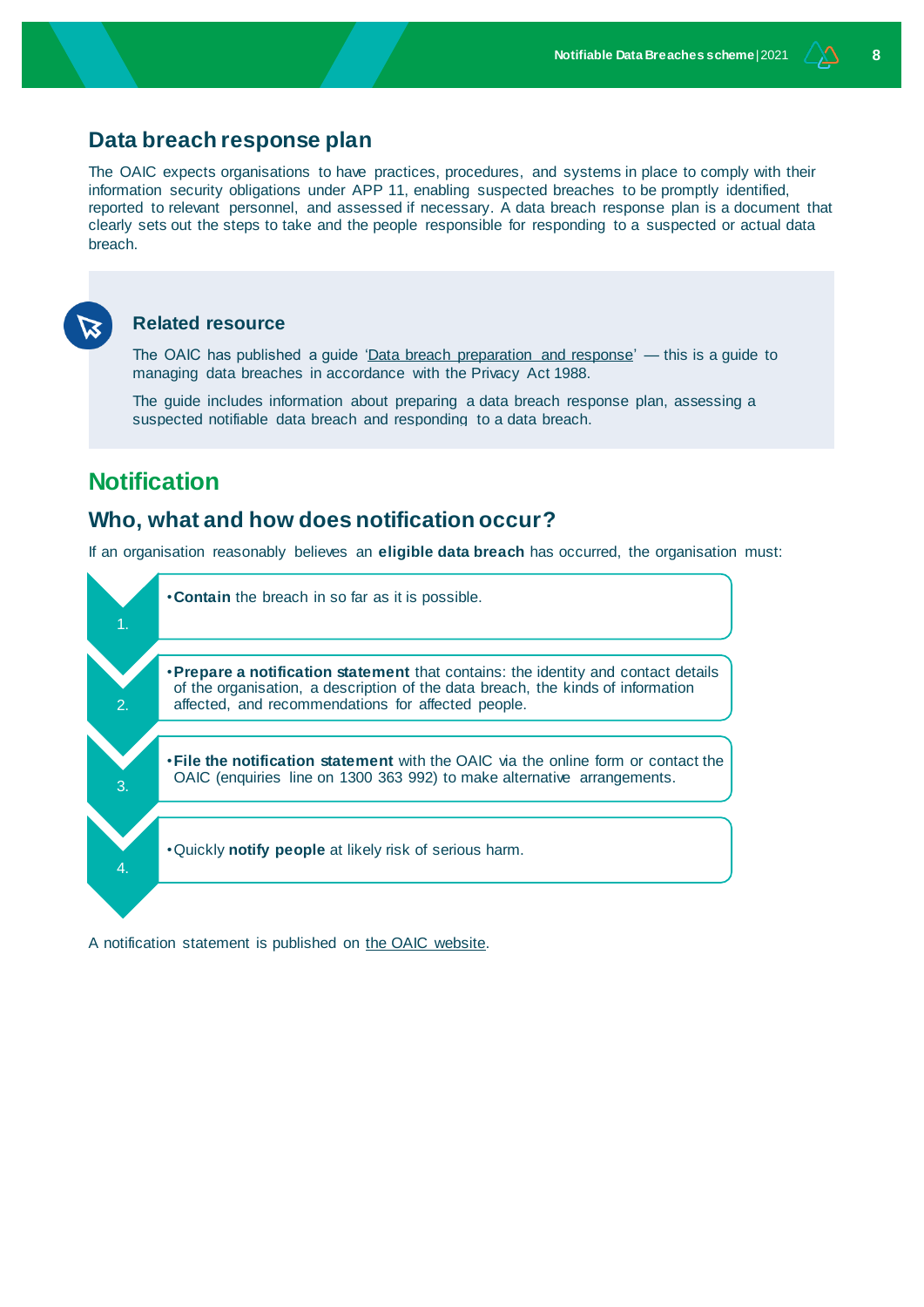## Data breach response plan

The OAIC expects organisations to have practices, procedures, and systems in place to comply with their information security obligations under APP 11, enabling suspected breaches to be promptly identified, reported to relevant personnel, and assessed if necessary. A data breach response plan is a document that clearly sets out the steps to take and the people responsible for responding to a suspected or actual data breach.

### Related resource

The OAIC has published a guide 'Data breach preparation and response' — this is a guide to managing data breaches in accordance with the Privacy Act 1988.

The guide includes information about preparing a data breach response plan, assessing a suspected notifiable data breach and responding to a data breach.

# Notification

## Who, what and how does notification occur?

If an organisation reasonably believes an **eligible data breach** has occurred, the organisation must:

1. **Contain** the breach in so far as it is possible.
2. **Prepare a notification statement** that contains: the identity and contact details of the organisation, a description of the data breach, the kinds of information affected, and recommendations for affected people.
3. **File the notification statement** with the OAIC via the online form or contact the OAIC (enquiries line on 1300 363 992) to make alternative arrangements.
4. Quickly **notify people** at likely risk of serious harm.

A notification statement is published on the OAIC website.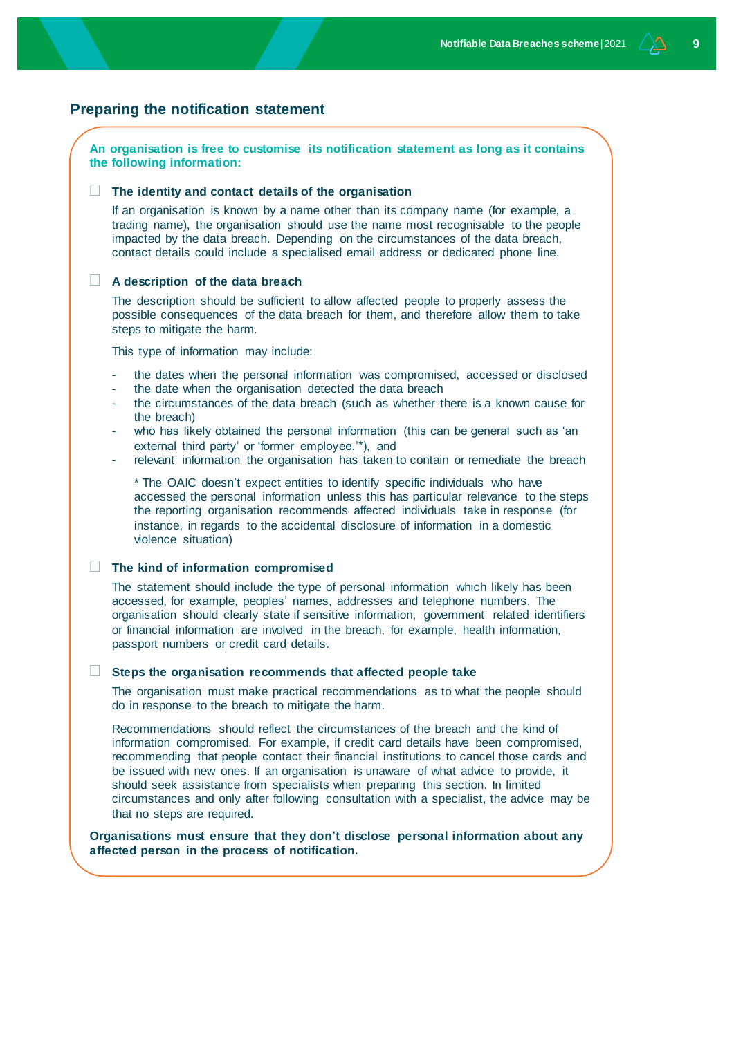## Preparing the notification statement

**An organisation is free to customise its notification statement as long as it contains the following information:**

- [ ] **The identity and contact details of the organisation**

  If an organisation is known by a name other than its company name (for example, a trading name), the organisation should use the name most recognisable to the people impacted by the data breach. Depending on the circumstances of the data breach, contact details could include a specialised email address or dedicated phone line.

- [ ] **A description of the data breach**

  The description should be sufficient to allow affected people to properly assess the possible consequences of the data breach for them, and therefore allow them to take steps to mitigate the harm.

  This type of information may include:

  - the dates when the personal information was compromised, accessed or disclosed
  - the date when the organisation detected the data breach
  - the circumstances of the data breach (such as whether there is a known cause for the breach)
  - who has likely obtained the personal information (this can be general such as 'an external third party' or 'former employee.'*), and
  - relevant information the organisation has taken to contain or remediate the breach

  * The OAIC doesn't expect entities to identify specific individuals who have accessed the personal information unless this has particular relevance to the steps the reporting organisation recommends affected individuals take in response (for instance, in regards to the accidental disclosure of information in a domestic violence situation)

- [ ] **The kind of information compromised**

  The statement should include the type of personal information which likely has been accessed, for example, peoples' names, addresses and telephone numbers. The organisation should clearly state if sensitive information, government related identifiers or financial information are involved in the breach, for example, health information, passport numbers or credit card details.

- [ ] **Steps the organisation recommends that affected people take**

  The organisation must make practical recommendations as to what the people should do in response to the breach to mitigate the harm.

  Recommendations should reflect the circumstances of the breach and the kind of information compromised. For example, if credit card details have been compromised, recommending that people contact their financial institutions to cancel those cards and be issued with new ones. If an organisation is unaware of what advice to provide, it should seek assistance from specialists when preparing this section. In limited circumstances and only after following consultation with a specialist, the advice may be that no steps are required.

**Organisations must ensure that they don't disclose personal information about any affected person in the process of notification.**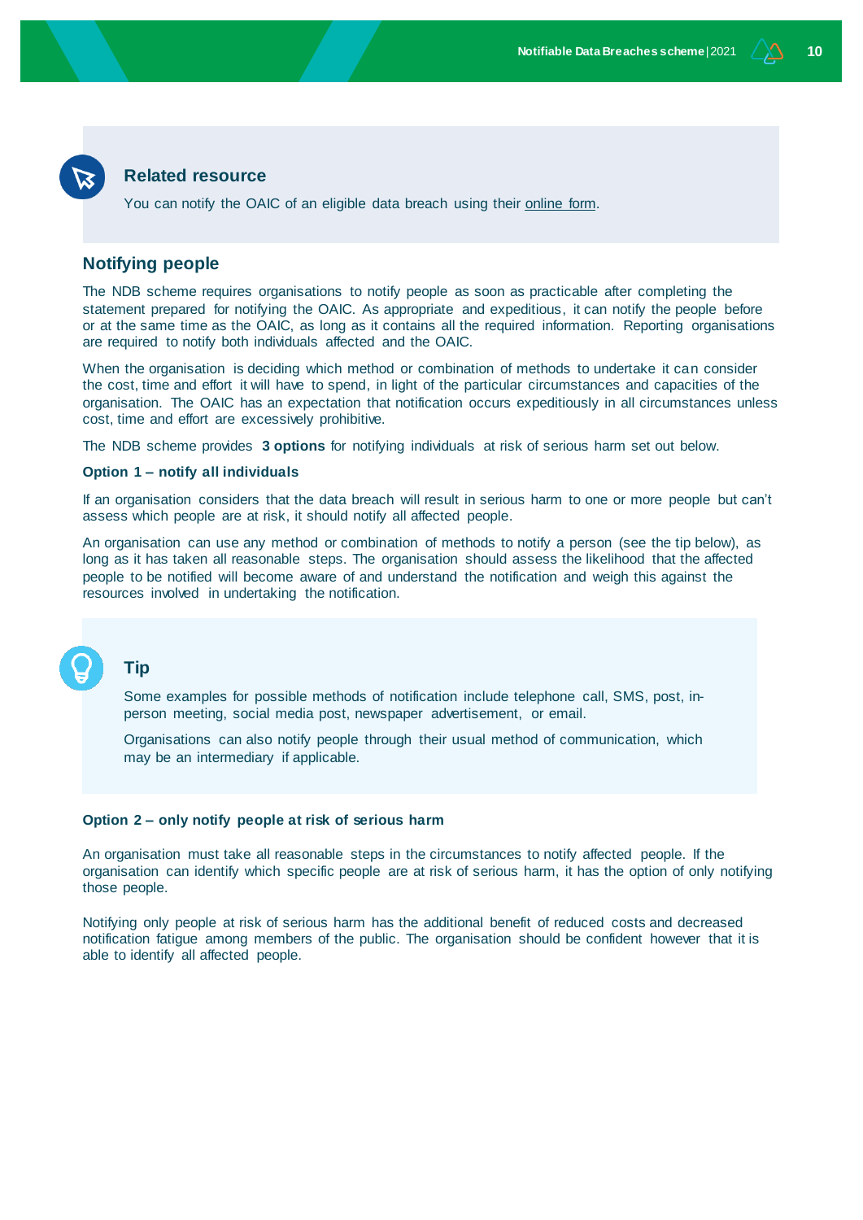### Related resource

You can notify the OAIC of an eligible data breach using their online form.

## Notifying people

The NDB scheme requires organisations to notify people as soon as practicable after completing the statement prepared for notifying the OAIC. As appropriate and expeditious, it can notify the people before or at the same time as the OAIC, as long as it contains all the required information. Reporting organisations are required to notify both individuals affected and the OAIC.

When the organisation is deciding which method or combination of methods to undertake it can consider the cost, time and effort it will have to spend, in light of the particular circumstances and capacities of the organisation. The OAIC has an expectation that notification occurs expeditiously in all circumstances unless cost, time and effort are excessively prohibitive.

The NDB scheme provides **3 options** for notifying individuals at risk of serious harm set out below.

#### Option 1 – notify all individuals

If an organisation considers that the data breach will result in serious harm to one or more people but can't assess which people are at risk, it should notify all affected people.

An organisation can use any method or combination of methods to notify a person (see the tip below), as long as it has taken all reasonable steps. The organisation should assess the likelihood that the affected people to be notified will become aware of and understand the notification and weigh this against the resources involved in undertaking the notification.

### Tip

Some examples for possible methods of notification include telephone call, SMS, post, in-person meeting, social media post, newspaper advertisement, or email.

Organisations can also notify people through their usual method of communication, which may be an intermediary if applicable.

#### Option 2 – only notify people at risk of serious harm

An organisation must take all reasonable steps in the circumstances to notify affected people. If the organisation can identify which specific people are at risk of serious harm, it has the option of only notifying those people.

Notifying only people at risk of serious harm has the additional benefit of reduced costs and decreased notification fatigue among members of the public. The organisation should be confident however that it is able to identify all affected people.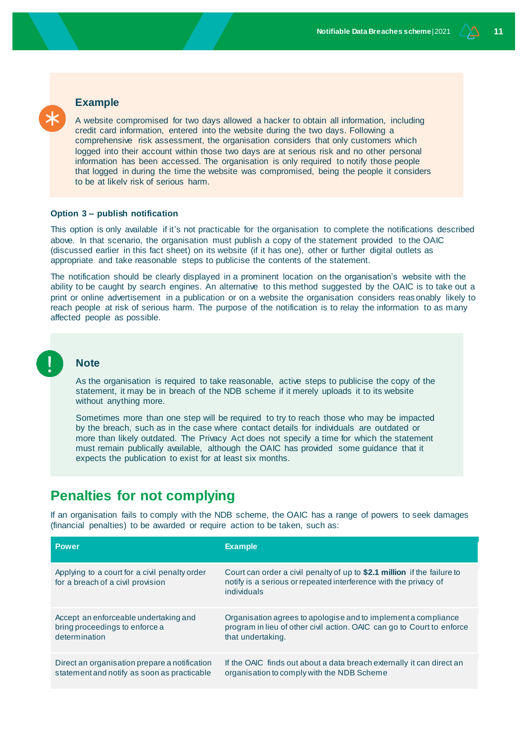### Example

A website compromised for two days allowed a hacker to obtain all information, including credit card information, entered into the website during the two days. Following a comprehensive risk assessment, the organisation considers that only customers which logged into their account within those two days are at serious risk and no other personal information has been accessed. The organisation is only required to notify those people that logged in during the time the website was compromised, being the people it considers to be at likely risk of serious harm.

**Option 3 – publish notification**

This option is only available if it's not practicable for the organisation to complete the notifications described above. In that scenario, the organisation must publish a copy of the statement provided to the OAIC (discussed earlier in this fact sheet) on its website (if it has one), other or further digital outlets as appropriate and take reasonable steps to publicise the contents of the statement.

The notification should be clearly displayed in a prominent location on the organisation's website with the ability to be caught by search engines. An alternative to this method suggested by the OAIC is to take out a print or online advertisement in a publication or on a website the organisation considers reasonably likely to reach people at risk of serious harm. The purpose of the notification is to relay the information to as many affected people as possible.

### Note

As the organisation is required to take reasonable, active steps to publicise the copy of the statement, it may be in breach of the NDB scheme if it merely uploads it to its website without anything more.

Sometimes more than one step will be required to try to reach those who may be impacted by the breach, such as in the case where contact details for individuals are outdated or more than likely outdated. The Privacy Act does not specify a time for which the statement must remain publically available, although the OAIC has provided some guidance that it expects the publication to exist for at least six months.

## Penalties for not complying

If an organisation fails to comply with the NDB scheme, the OAIC has a range of powers to seek damages (financial penalties) to be awarded or require action to be taken, such as:

| Power | Example |
|---|---|
| Applying to a court for a civil penalty order for a breach of a civil provision | Court can order a civil penalty of up to **$2.1 million** if the failure to notify is a serious or repeated interference with the privacy of individuals |
| Accept an enforceable undertaking and bring proceedings to enforce a determination | Organisation agrees to apologise and to implement a compliance program in lieu of other civil action. OAIC can go to Court to enforce that undertaking. |
| Direct an organisation prepare a notification statement and notify as soon as practicable | If the OAIC finds out about a data breach externally it can direct an organisation to comply with the NDB Scheme |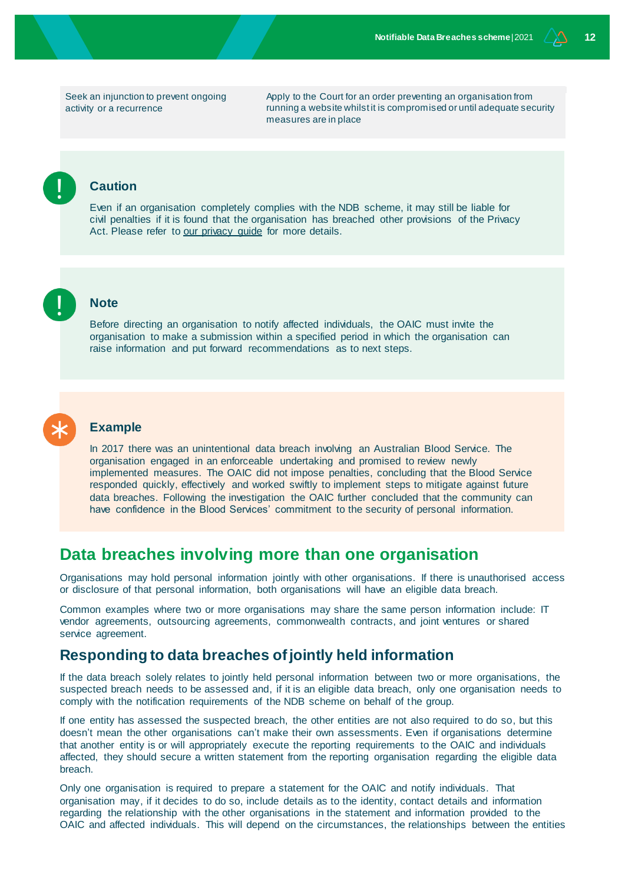| Seek an injunction to prevent ongoing activity or a recurrence | Apply to the Court for an order preventing an organisation from running a website whilst it is compromised or until adequate security measures are in place |
|---|---|

### Caution

Even if an organisation completely complies with the NDB scheme, it may still be liable for civil penalties if it is found that the organisation has breached other provisions of the Privacy Act. Please refer to our privacy guide for more details.

### Note

Before directing an organisation to notify affected individuals, the OAIC must invite the organisation to make a submission within a specified period in which the organisation can raise information and put forward recommendations as to next steps.

### Example

In 2017 there was an unintentional data breach involving an Australian Blood Service. The organisation engaged in an enforceable undertaking and promised to review newly implemented measures. The OAIC did not impose penalties, concluding that the Blood Service responded quickly, effectively and worked swiftly to implement steps to mitigate against future data breaches. Following the investigation the OAIC further concluded that the community can have confidence in the Blood Services' commitment to the security of personal information.

## Data breaches involving more than one organisation

Organisations may hold personal information jointly with other organisations. If there is unauthorised access or disclosure of that personal information, both organisations will have an eligible data breach.

Common examples where two or more organisations may share the same person information include: IT vendor agreements, outsourcing agreements, commonwealth contracts, and joint ventures or shared service agreement.

### Responding to data breaches of jointly held information

If the data breach solely relates to jointly held personal information between two or more organisations, the suspected breach needs to be assessed and, if it is an eligible data breach, only one organisation needs to comply with the notification requirements of the NDB scheme on behalf of the group.

If one entity has assessed the suspected breach, the other entities are not also required to do so, but this doesn't mean the other organisations can't make their own assessments. Even if organisations determine that another entity is or will appropriately execute the reporting requirements to the OAIC and individuals affected, they should secure a written statement from the reporting organisation regarding the eligible data breach.

Only one organisation is required to prepare a statement for the OAIC and notify individuals. That organisation may, if it decides to do so, include details as to the identity, contact details and information regarding the relationship with the other organisations in the statement and information provided to the OAIC and affected individuals. This will depend on the circumstances, the relationships between the entities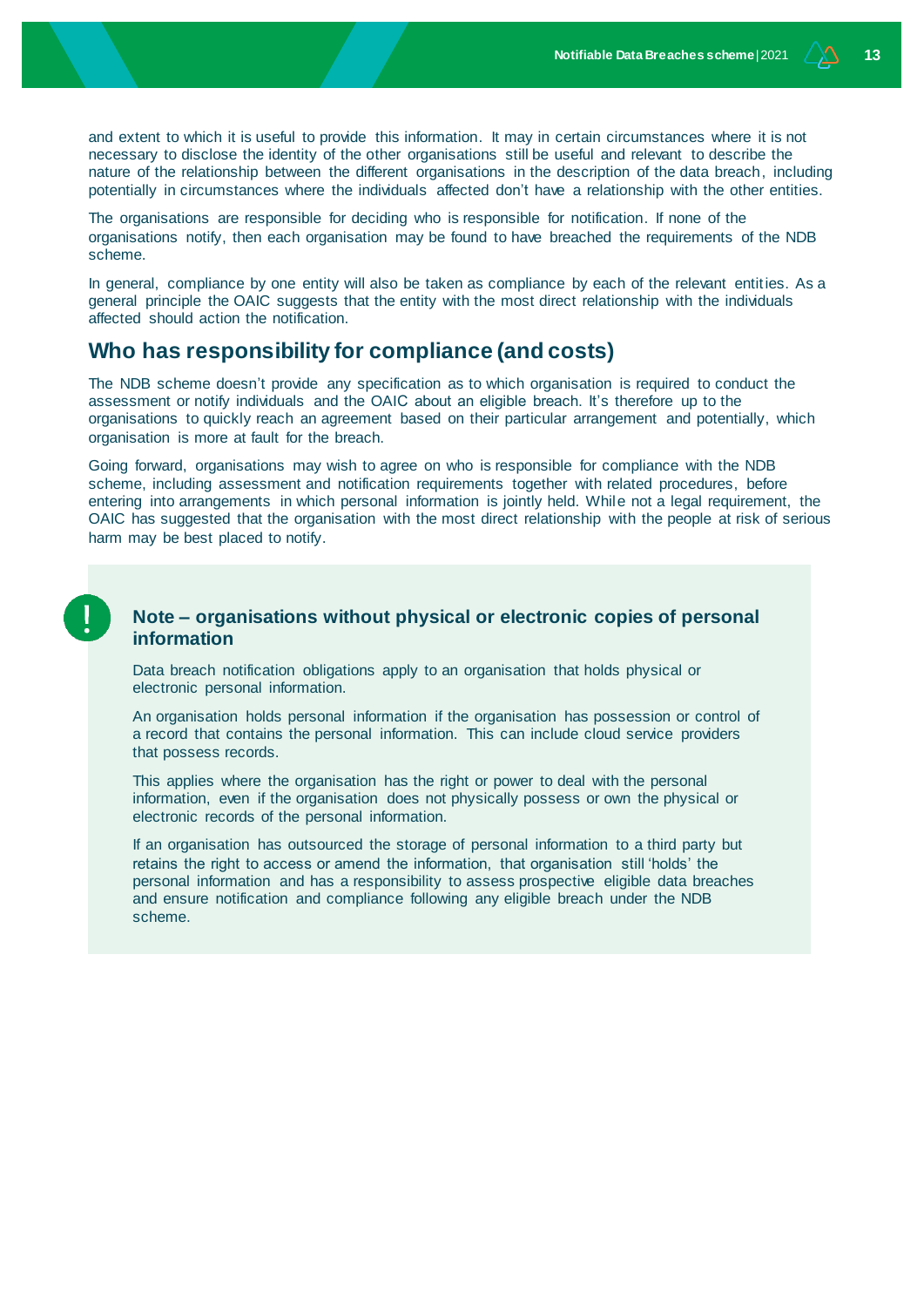and extent to which it is useful to provide this information. It may in certain circumstances where it is not necessary to disclose the identity of the other organisations still be useful and relevant to describe the nature of the relationship between the different organisations in the description of the data breach, including potentially in circumstances where the individuals affected don't have a relationship with the other entities.

The organisations are responsible for deciding who is responsible for notification. If none of the organisations notify, then each organisation may be found to have breached the requirements of the NDB scheme.

In general, compliance by one entity will also be taken as compliance by each of the relevant entities. As a general principle the OAIC suggests that the entity with the most direct relationship with the individuals affected should action the notification.

## Who has responsibility for compliance (and costs)

The NDB scheme doesn't provide any specification as to which organisation is required to conduct the assessment or notify individuals and the OAIC about an eligible breach. It's therefore up to the organisations to quickly reach an agreement based on their particular arrangement and potentially, which organisation is more at fault for the breach.

Going forward, organisations may wish to agree on who is responsible for compliance with the NDB scheme, including assessment and notification requirements together with related procedures, before entering into arrangements in which personal information is jointly held. While not a legal requirement, the OAIC has suggested that the organisation with the most direct relationship with the people at risk of serious harm may be best placed to notify.

### Note – organisations without physical or electronic copies of personal information

Data breach notification obligations apply to an organisation that holds physical or electronic personal information.

An organisation holds personal information if the organisation has possession or control of a record that contains the personal information. This can include cloud service providers that possess records.

This applies where the organisation has the right or power to deal with the personal information, even if the organisation does not physically possess or own the physical or electronic records of the personal information.

If an organisation has outsourced the storage of personal information to a third party but retains the right to access or amend the information, that organisation still 'holds' the personal information and has a responsibility to assess prospective eligible data breaches and ensure notification and compliance following any eligible breach under the NDB scheme.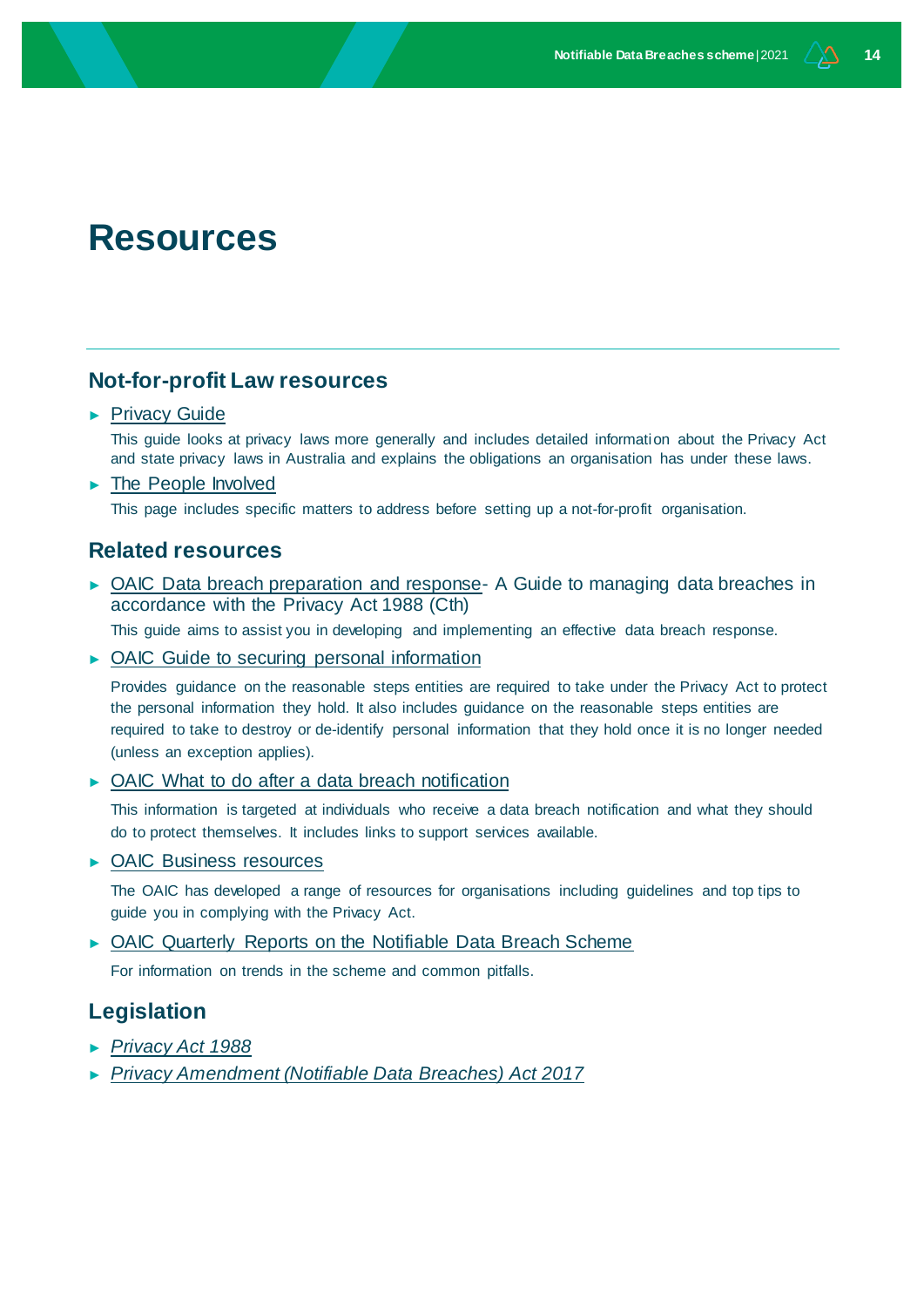# Resources

## Not-for-profit Law resources

- Privacy Guide

  This guide looks at privacy laws more generally and includes detailed information about the Privacy Act and state privacy laws in Australia and explains the obligations an organisation has under these laws.

- The People Involved

  This page includes specific matters to address before setting up a not-for-profit organisation.

## Related resources

- OAIC Data breach preparation and response- A Guide to managing data breaches in accordance with the Privacy Act 1988 (Cth)

  This guide aims to assist you in developing and implementing an effective data breach response.

- OAIC Guide to securing personal information

  Provides guidance on the reasonable steps entities are required to take under the Privacy Act to protect the personal information they hold. It also includes guidance on the reasonable steps entities are required to take to destroy or de-identify personal information that they hold once it is no longer needed (unless an exception applies).

- OAIC What to do after a data breach notification

  This information is targeted at individuals who receive a data breach notification and what they should do to protect themselves. It includes links to support services available.

- OAIC Business resources

  The OAIC has developed a range of resources for organisations including guidelines and top tips to guide you in complying with the Privacy Act.

- OAIC Quarterly Reports on the Notifiable Data Breach Scheme

  For information on trends in the scheme and common pitfalls.

## Legislation

- *Privacy Act 1988*
- *Privacy Amendment (Notifiable Data Breaches) Act 2017*